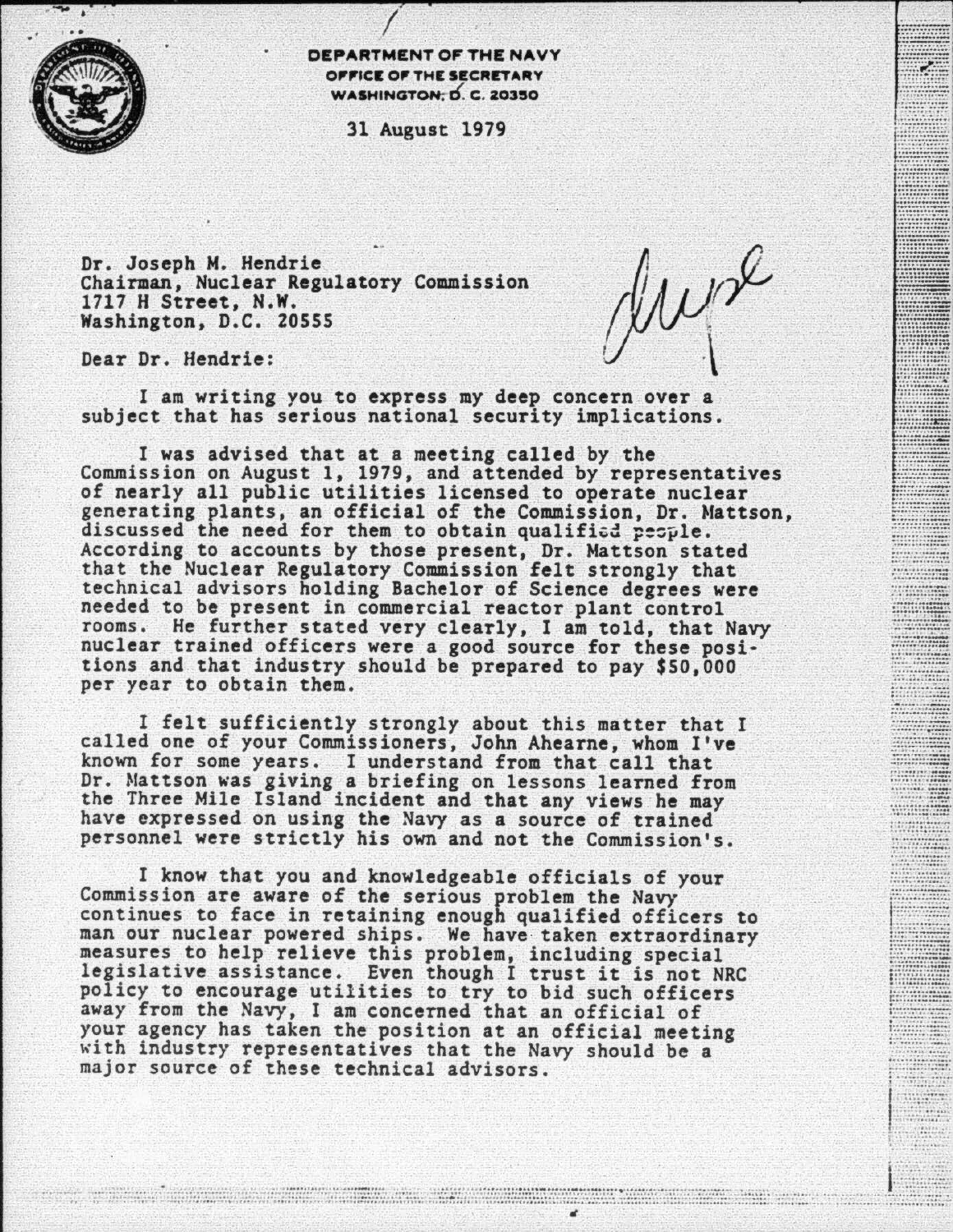**DEPARTMENT OF THE NAVY**
**OFFICE OF THE SECRETARY**
**WASHINGTON, D. C. 20350**

31 August 1979

Dr. Joseph M. Hendrie
Chairman, Nuclear Regulatory Commission
1717 H Street, N.W.
Washington, D.C. 20555

dupe

Dear Dr. Hendrie:

I am writing you to express my deep concern over a subject that has serious national security implications.

I was advised that at a meeting called by the Commission on August 1, 1979, and attended by representatives of nearly all public utilities licensed to operate nuclear generating plants, an official of the Commission, Dr. Mattson, discussed the need for them to obtain qualified people. According to accounts by those present, Dr. Mattson stated that the Nuclear Regulatory Commission felt strongly that technical advisors holding Bachelor of Science degrees were needed to be present in commercial reactor plant control rooms. He further stated very clearly, I am told, that Navy nuclear trained officers were a good source for these positions and that industry should be prepared to pay $50,000 per year to obtain them.

I felt sufficiently strongly about this matter that I called one of your Commissioners, John Ahearne, whom I've known for some years. I understand from that call that Dr. Mattson was giving a briefing on lessons learned from the Three Mile Island incident and that any views he may have expressed on using the Navy as a source of trained personnel were strictly his own and not the Commission's.

I know that you and knowledgeable officials of your Commission are aware of the serious problem the Navy continues to face in retaining enough qualified officers to man our nuclear powered ships. We have taken extraordinary measures to help relieve this problem, including special legislative assistance. Even though I trust it is not NRC policy to encourage utilities to try to bid such officers away from the Navy, I am concerned that an official of your agency has taken the position at an official meeting with industry representatives that the Navy should be a major source of these technical advisors.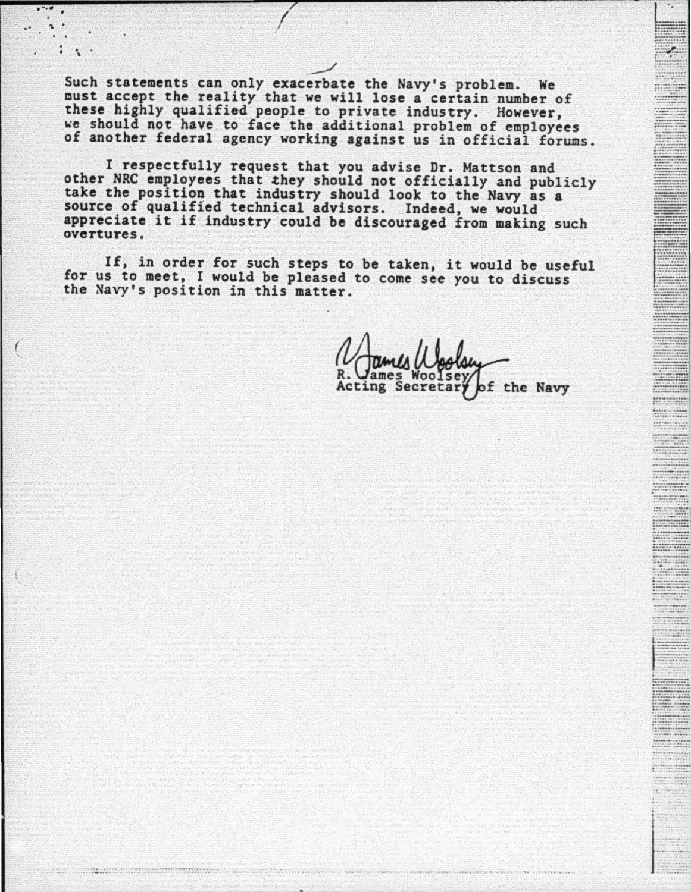Such statements can only exacerbate the Navy's problem. We must accept the reality that we will lose a certain number of these highly qualified people to private industry. However, we should not have to face the additional problem of employees of another federal agency working against us in official forums.

I respectfully request that you advise Dr. Mattson and other NRC employees that they should not officially and publicly take the position that industry should look to the Navy as a source of qualified technical advisors. Indeed, we would appreciate it if industry could be discouraged from making such overtures.

If, in order for such steps to be taken, it would be useful for us to meet, I would be pleased to come see you to discuss the Navy's position in this matter.

R. James Woolsey
Acting Secretary of the Navy